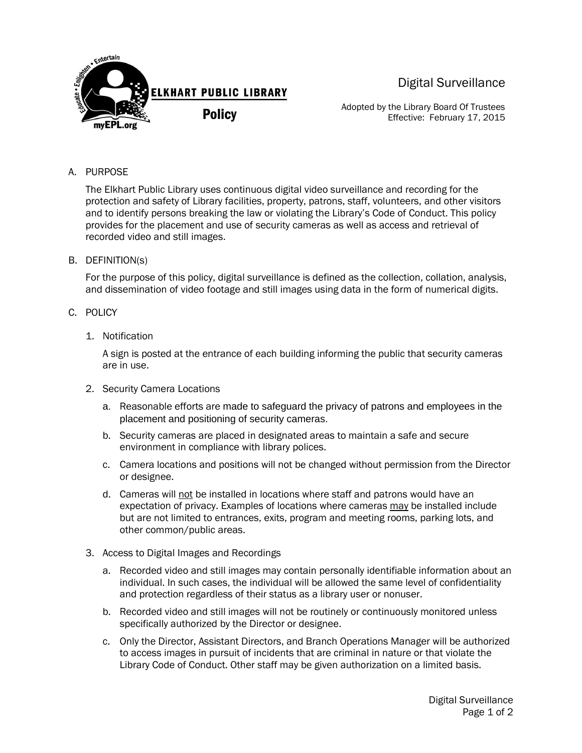**ELKHART PUBLIC LIBRARY**

**Policy**

# Digital Surveillance

Adopted by the Library Board Of Trustees
Effective: February 17, 2015

A. PURPOSE

The Elkhart Public Library uses continuous digital video surveillance and recording for the protection and safety of Library facilities, property, patrons, staff, volunteers, and other visitors and to identify persons breaking the law or violating the Library's Code of Conduct. This policy provides for the placement and use of security cameras as well as access and retrieval of recorded video and still images.

B. DEFINITION(s)

For the purpose of this policy, digital surveillance is defined as the collection, collation, analysis, and dissemination of video footage and still images using data in the form of numerical digits.

C. POLICY

1. Notification

   A sign is posted at the entrance of each building informing the public that security cameras are in use.

2. Security Camera Locations

   a. Reasonable efforts are made to safeguard the privacy of patrons and employees in the placement and positioning of security cameras.
   b. Security cameras are placed in designated areas to maintain a safe and secure environment in compliance with library polices.
   c. Camera locations and positions will not be changed without permission from the Director or designee.
   d. Cameras will <u>not</u> be installed in locations where staff and patrons would have an expectation of privacy. Examples of locations where cameras <u>may</u> be installed include but are not limited to entrances, exits, program and meeting rooms, parking lots, and other common/public areas.

3. Access to Digital Images and Recordings

   a. Recorded video and still images may contain personally identifiable information about an individual. In such cases, the individual will be allowed the same level of confidentiality and protection regardless of their status as a library user or nonuser.
   b. Recorded video and still images will not be routinely or continuously monitored unless specifically authorized by the Director or designee.
   c. Only the Director, Assistant Directors, and Branch Operations Manager will be authorized to access images in pursuit of incidents that are criminal in nature or that violate the Library Code of Conduct. Other staff may be given authorization on a limited basis.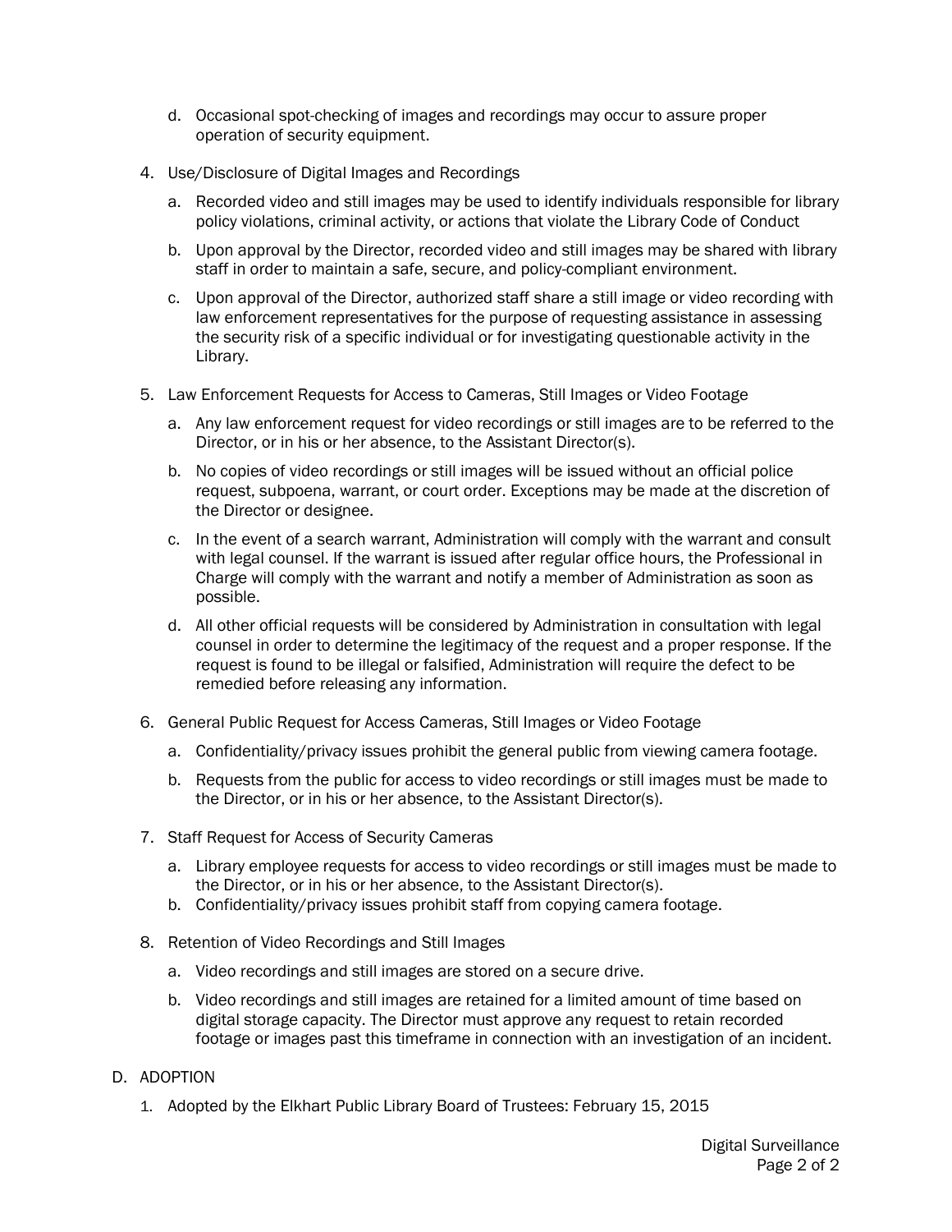d. Occasional spot-checking of images and recordings may occur to assure proper operation of security equipment.

4. Use/Disclosure of Digital Images and Recordings

   a. Recorded video and still images may be used to identify individuals responsible for library policy violations, criminal activity, or actions that violate the Library Code of Conduct

   b. Upon approval by the Director, recorded video and still images may be shared with library staff in order to maintain a safe, secure, and policy-compliant environment.

   c. Upon approval of the Director, authorized staff share a still image or video recording with law enforcement representatives for the purpose of requesting assistance in assessing the security risk of a specific individual or for investigating questionable activity in the Library.

5. Law Enforcement Requests for Access to Cameras, Still Images or Video Footage

   a. Any law enforcement request for video recordings or still images are to be referred to the Director, or in his or her absence, to the Assistant Director(s).

   b. No copies of video recordings or still images will be issued without an official police request, subpoena, warrant, or court order. Exceptions may be made at the discretion of the Director or designee.

   c. In the event of a search warrant, Administration will comply with the warrant and consult with legal counsel. If the warrant is issued after regular office hours, the Professional in Charge will comply with the warrant and notify a member of Administration as soon as possible.

   d. All other official requests will be considered by Administration in consultation with legal counsel in order to determine the legitimacy of the request and a proper response. If the request is found to be illegal or falsified, Administration will require the defect to be remedied before releasing any information.

6. General Public Request for Access Cameras, Still Images or Video Footage

   a. Confidentiality/privacy issues prohibit the general public from viewing camera footage.

   b. Requests from the public for access to video recordings or still images must be made to the Director, or in his or her absence, to the Assistant Director(s).

7. Staff Request for Access of Security Cameras

   a. Library employee requests for access to video recordings or still images must be made to the Director, or in his or her absence, to the Assistant Director(s).
   b. Confidentiality/privacy issues prohibit staff from copying camera footage.

8. Retention of Video Recordings and Still Images

   a. Video recordings and still images are stored on a secure drive.

   b. Video recordings and still images are retained for a limited amount of time based on digital storage capacity. The Director must approve any request to retain recorded footage or images past this timeframe in connection with an investigation of an incident.

D. ADOPTION

1. Adopted by the Elkhart Public Library Board of Trustees: February 15, 2015